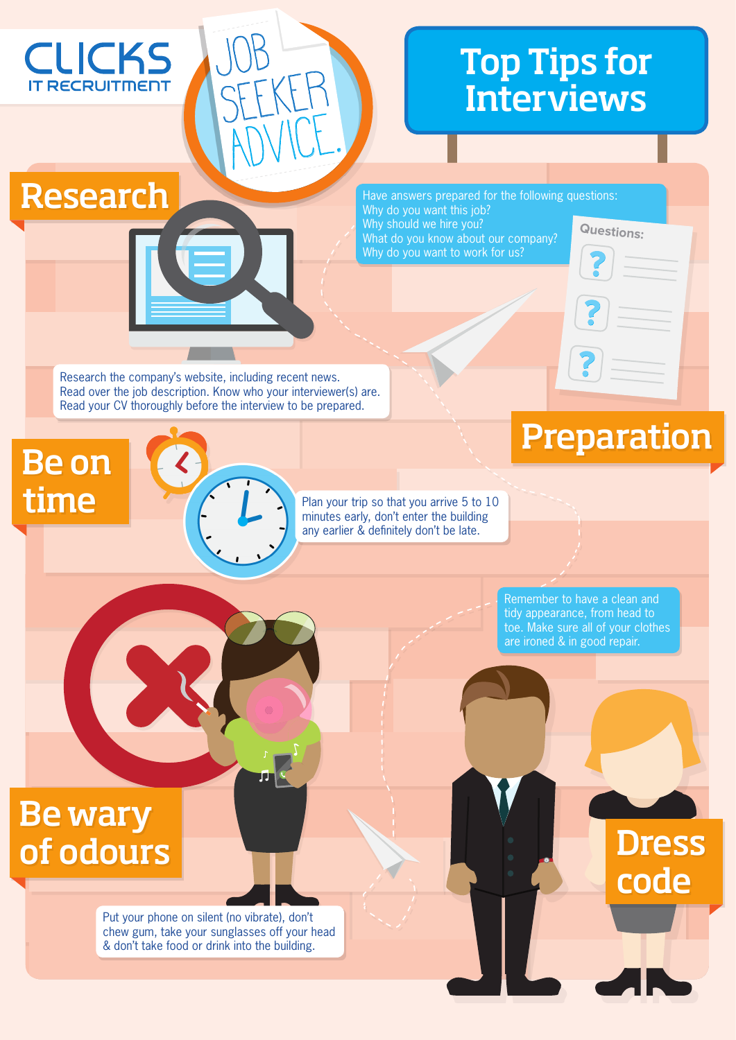CLICKS
IT RECRUITMENT

JOB SEEKER ADVICE.

# Top Tips for Interviews

## Research

Research the company's website, including recent news.
Read over the job description. Know who your interviewer(s) are.
Read your CV thoroughly before the interview to be prepared.

## Preparation

Have answers prepared for the following questions:
Why do you want this job?
Why should we hire you?
What do you know about our company?
Why do you want to work for us?

Questions:

## Be on time

Plan your trip so that you arrive 5 to 10 minutes early, don't enter the building any earlier & definitely don't be late.

## Dress code

Remember to have a clean and tidy appearance, from head to toe. Make sure all of your clothes are ironed & in good repair.

## Be wary of odours

Put your phone on silent (no vibrate), don't chew gum, take your sunglasses off your head & don't take food or drink into the building.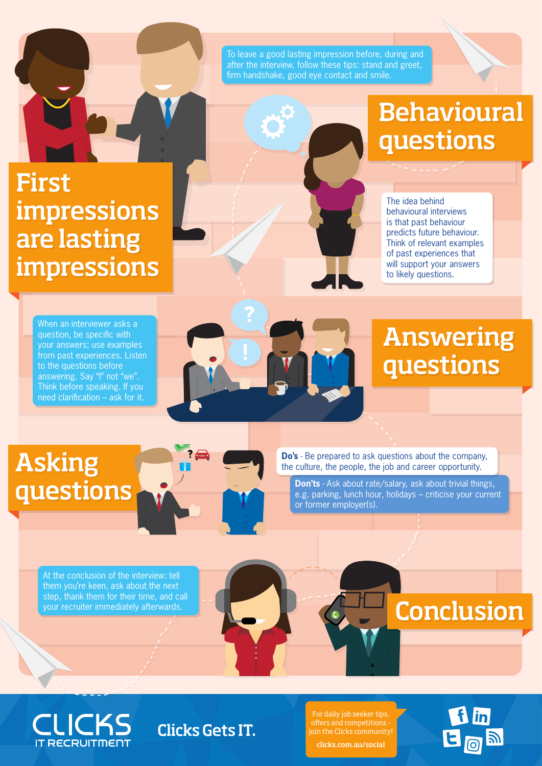## First impressions are lasting impressions

To leave a good lasting impression before, during and after the interview, follow these tips: stand and greet, firm handshake, good eye contact and smile.

## Behavioural questions

The idea behind behavioural interviews is that past behaviour predicts future behaviour. Think of relevant examples of past experiences that will support your answers to likely questions.

## Answering questions

When an interviewer asks a question, be specific with your answers; use examples from past experiences. Listen to the questions before answering. Say "I" not "we". Think before speaking. If you need clarification – ask for it.

## Asking questions

**Do's** - Be prepared to ask questions about the company, the culture, the people, the job and career opportunity.

**Don'ts** - Ask about rate/salary, ask about trivial things, e.g. parking, lunch hour, holidays – criticise your current or former employer(s).

## Conclusion

At the conclusion of the interview: tell them you're keen, ask about the next step, thank them for their time, and call your recruiter immediately afterwards.

CLICKS IT RECRUITMENT

Clicks Gets IT.

For daily job seeker tips, offers and competitions - join the Clicks community!

clicks.com.au/social